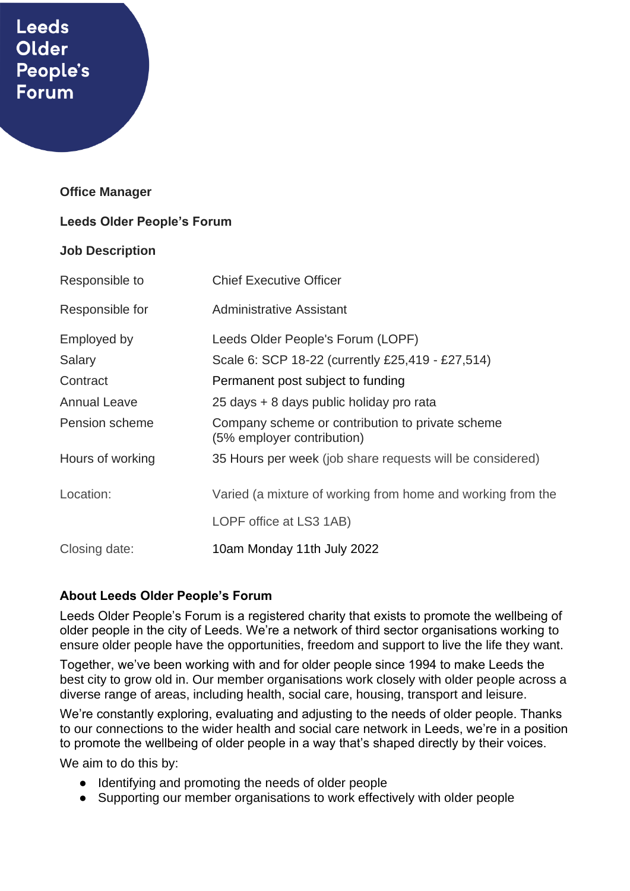Leeds Older People's Forum

**Office Manager**

**Leeds Older People's Forum**

**Job Description**

| | |
|---|---|
| Responsible to | Chief Executive Officer |
| Responsible for | Administrative Assistant |
| Employed by | Leeds Older People's Forum (LOPF) |
| Salary | Scale 6: SCP 18-22 (currently £25,419 - £27,514) |
| Contract | Permanent post subject to funding |
| Annual Leave | 25 days + 8 days public holiday pro rata |
| Pension scheme | Company scheme or contribution to private scheme (5% employer contribution) |
| Hours of working | 35 Hours per week (job share requests will be considered) |
| Location: | Varied (a mixture of working from home and working from the LOPF office at LS3 1AB) |
| Closing date: | 10am Monday 11th July 2022 |

**About Leeds Older People's Forum**

Leeds Older People's Forum is a registered charity that exists to promote the wellbeing of older people in the city of Leeds. We're a network of third sector organisations working to ensure older people have the opportunities, freedom and support to live the life they want.

Together, we've been working with and for older people since 1994 to make Leeds the best city to grow old in. Our member organisations work closely with older people across a diverse range of areas, including health, social care, housing, transport and leisure.

We're constantly exploring, evaluating and adjusting to the needs of older people. Thanks to our connections to the wider health and social care network in Leeds, we're in a position to promote the wellbeing of older people in a way that's shaped directly by their voices.

We aim to do this by:

- Identifying and promoting the needs of older people
- Supporting our member organisations to work effectively with older people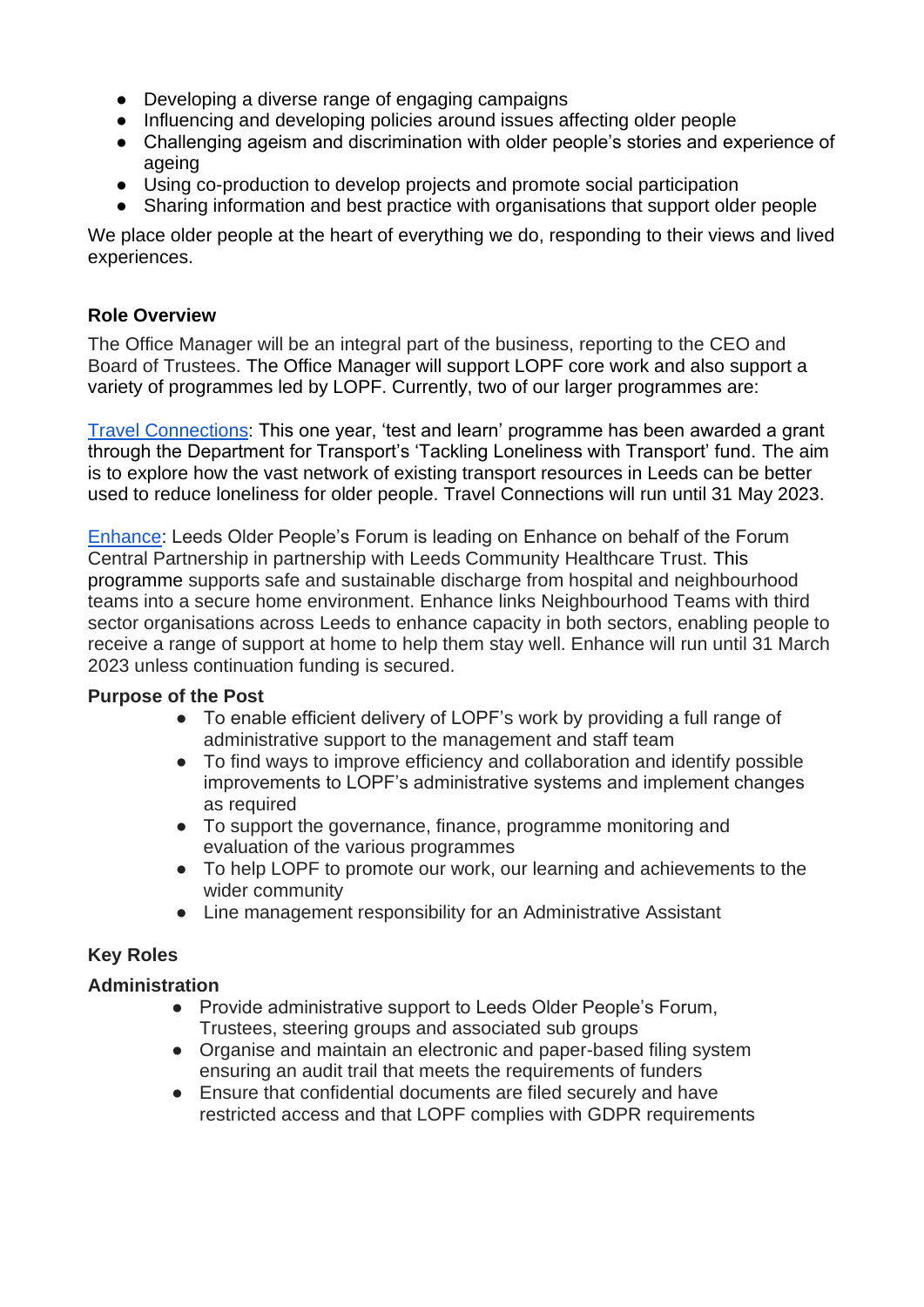- Developing a diverse range of engaging campaigns
- Influencing and developing policies around issues affecting older people
- Challenging ageism and discrimination with older people's stories and experience of ageing
- Using co-production to develop projects and promote social participation
- Sharing information and best practice with organisations that support older people

We place older people at the heart of everything we do, responding to their views and lived experiences.

**Role Overview**

The Office Manager will be an integral part of the business, reporting to the CEO and Board of Trustees. The Office Manager will support LOPF core work and also support a variety of programmes led by LOPF. Currently, two of our larger programmes are:

[Travel Connections](): This one year, 'test and learn' programme has been awarded a grant through the Department for Transport's 'Tackling Loneliness with Transport' fund. The aim is to explore how the vast network of existing transport resources in Leeds can be better used to reduce loneliness for older people. Travel Connections will run until 31 May 2023.

[Enhance](): Leeds Older People's Forum is leading on Enhance on behalf of the Forum Central Partnership in partnership with Leeds Community Healthcare Trust. This programme supports safe and sustainable discharge from hospital and neighbourhood teams into a secure home environment. Enhance links Neighbourhood Teams with third sector organisations across Leeds to enhance capacity in both sectors, enabling people to receive a range of support at home to help them stay well. Enhance will run until 31 March 2023 unless continuation funding is secured.

**Purpose of the Post**

- To enable efficient delivery of LOPF's work by providing a full range of administrative support to the management and staff team
- To find ways to improve efficiency and collaboration and identify possible improvements to LOPF's administrative systems and implement changes as required
- To support the governance, finance, programme monitoring and evaluation of the various programmes
- To help LOPF to promote our work, our learning and achievements to the wider community
- Line management responsibility for an Administrative Assistant

**Key Roles**

**Administration**

- Provide administrative support to Leeds Older People's Forum, Trustees, steering groups and associated sub groups
- Organise and maintain an electronic and paper-based filing system ensuring an audit trail that meets the requirements of funders
- Ensure that confidential documents are filed securely and have restricted access and that LOPF complies with GDPR requirements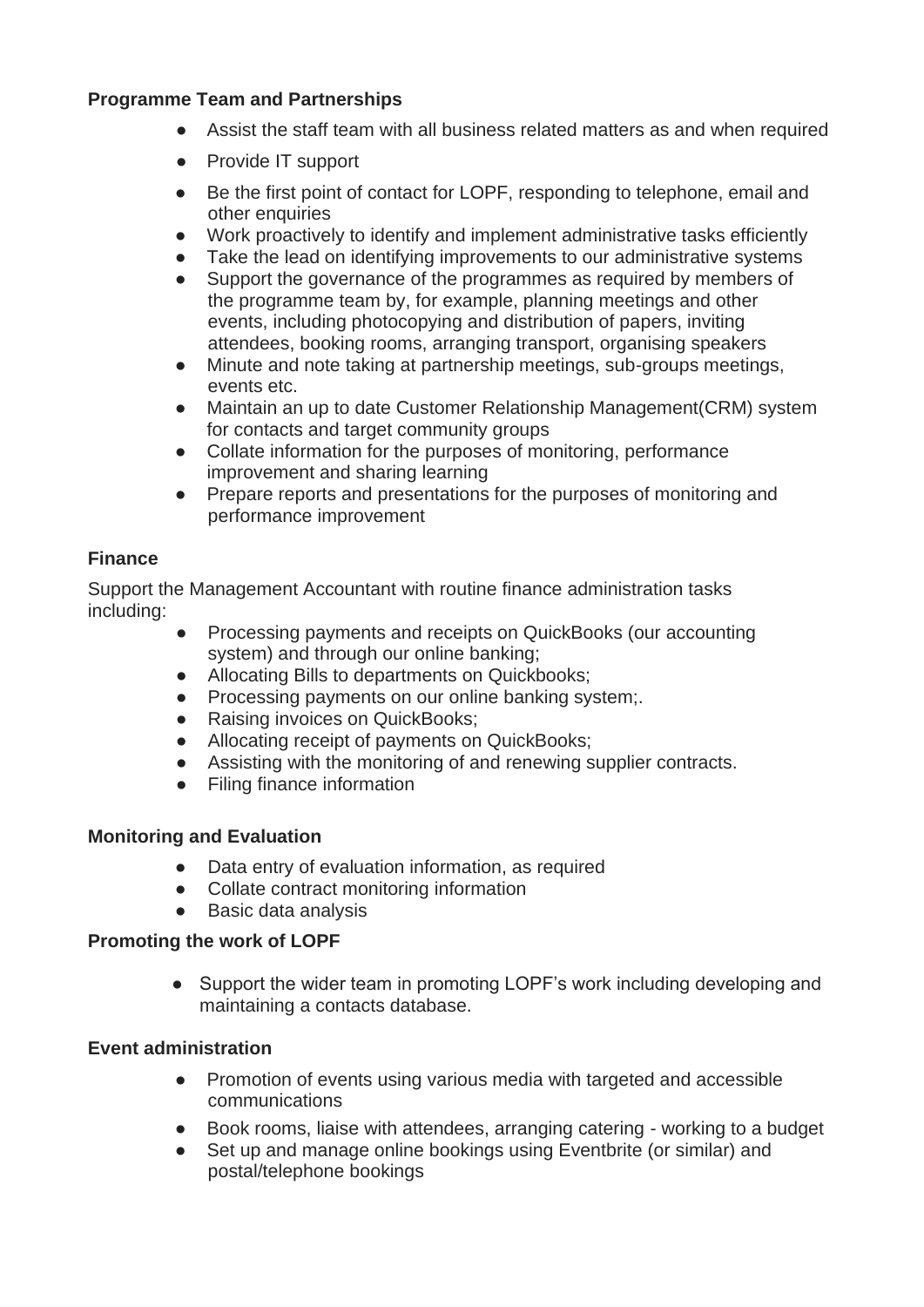**Programme Team and Partnerships**

- Assist the staff team with all business related matters as and when required
- Provide IT support
- Be the first point of contact for LOPF, responding to telephone, email and other enquiries
- Work proactively to identify and implement administrative tasks efficiently
- Take the lead on identifying improvements to our administrative systems
- Support the governance of the programmes as required by members of the programme team by, for example, planning meetings and other events, including photocopying and distribution of papers, inviting attendees, booking rooms, arranging transport, organising speakers
- Minute and note taking at partnership meetings, sub-groups meetings, events etc.
- Maintain an up to date Customer Relationship Management(CRM) system for contacts and target community groups
- Collate information for the purposes of monitoring, performance improvement and sharing learning
- Prepare reports and presentations for the purposes of monitoring and performance improvement

**Finance**

Support the Management Accountant with routine finance administration tasks including:

- Processing payments and receipts on QuickBooks (our accounting system) and through our online banking;
- Allocating Bills to departments on Quickbooks;
- Processing payments on our online banking system;.
- Raising invoices on QuickBooks;
- Allocating receipt of payments on QuickBooks;
- Assisting with the monitoring of and renewing supplier contracts.
- Filing finance information

**Monitoring and Evaluation**

- Data entry of evaluation information, as required
- Collate contract monitoring information
- Basic data analysis

**Promoting the work of LOPF**

- Support the wider team in promoting LOPF's work including developing and maintaining a contacts database.

**Event administration**

- Promotion of events using various media with targeted and accessible communications
- Book rooms, liaise with attendees, arranging catering - working to a budget
- Set up and manage online bookings using Eventbrite (or similar) and postal/telephone bookings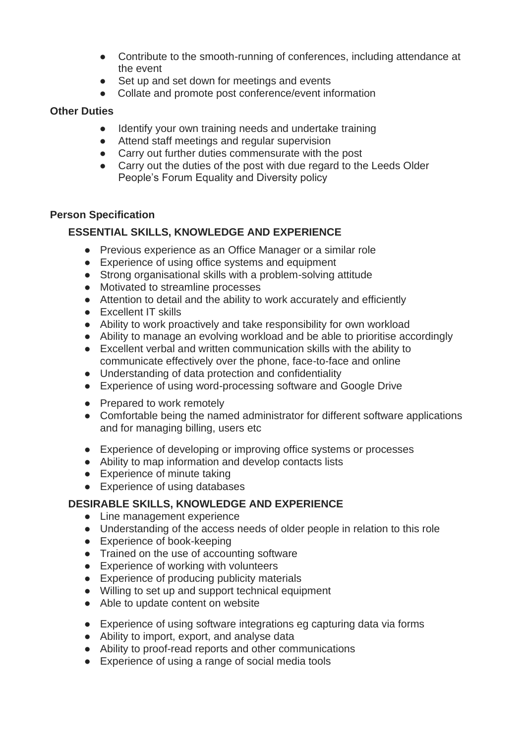- Contribute to the smooth-running of conferences, including attendance at the event
- Set up and set down for meetings and events
- Collate and promote post conference/event information

**Other Duties**

- Identify your own training needs and undertake training
- Attend staff meetings and regular supervision
- Carry out further duties commensurate with the post
- Carry out the duties of the post with due regard to the Leeds Older People's Forum Equality and Diversity policy

**Person Specification**

**ESSENTIAL SKILLS, KNOWLEDGE AND EXPERIENCE**

- Previous experience as an Office Manager or a similar role
- Experience of using office systems and equipment
- Strong organisational skills with a problem-solving attitude
- Motivated to streamline processes
- Attention to detail and the ability to work accurately and efficiently
- Excellent IT skills
- Ability to work proactively and take responsibility for own workload
- Ability to manage an evolving workload and be able to prioritise accordingly
- Excellent verbal and written communication skills with the ability to communicate effectively over the phone, face-to-face and online
- Understanding of data protection and confidentiality
- Experience of using word-processing software and Google Drive
- Prepared to work remotely
- Comfortable being the named administrator for different software applications and for managing billing, users etc
- Experience of developing or improving office systems or processes
- Ability to map information and develop contacts lists
- Experience of minute taking
- Experience of using databases

**DESIRABLE SKILLS, KNOWLEDGE AND EXPERIENCE**

- Line management experience
- Understanding of the access needs of older people in relation to this role
- Experience of book-keeping
- Trained on the use of accounting software
- Experience of working with volunteers
- Experience of producing publicity materials
- Willing to set up and support technical equipment
- Able to update content on website
- Experience of using software integrations eg capturing data via forms
- Ability to import, export, and analyse data
- Ability to proof-read reports and other communications
- Experience of using a range of social media tools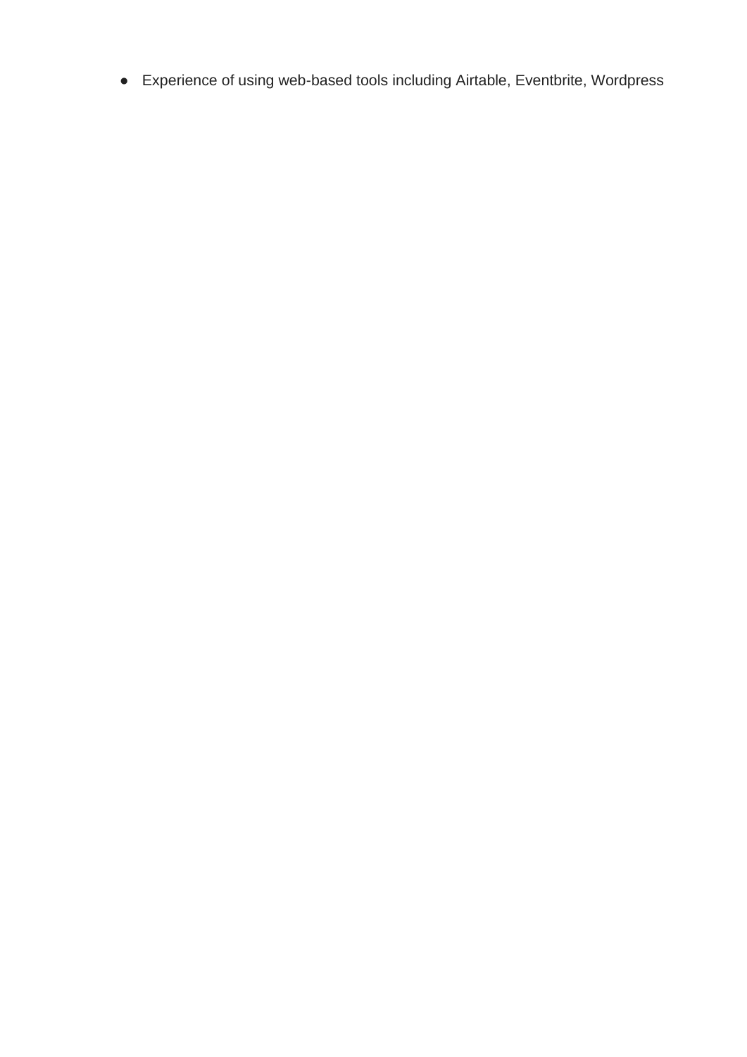- Experience of using web-based tools including Airtable, Eventbrite, Wordpress